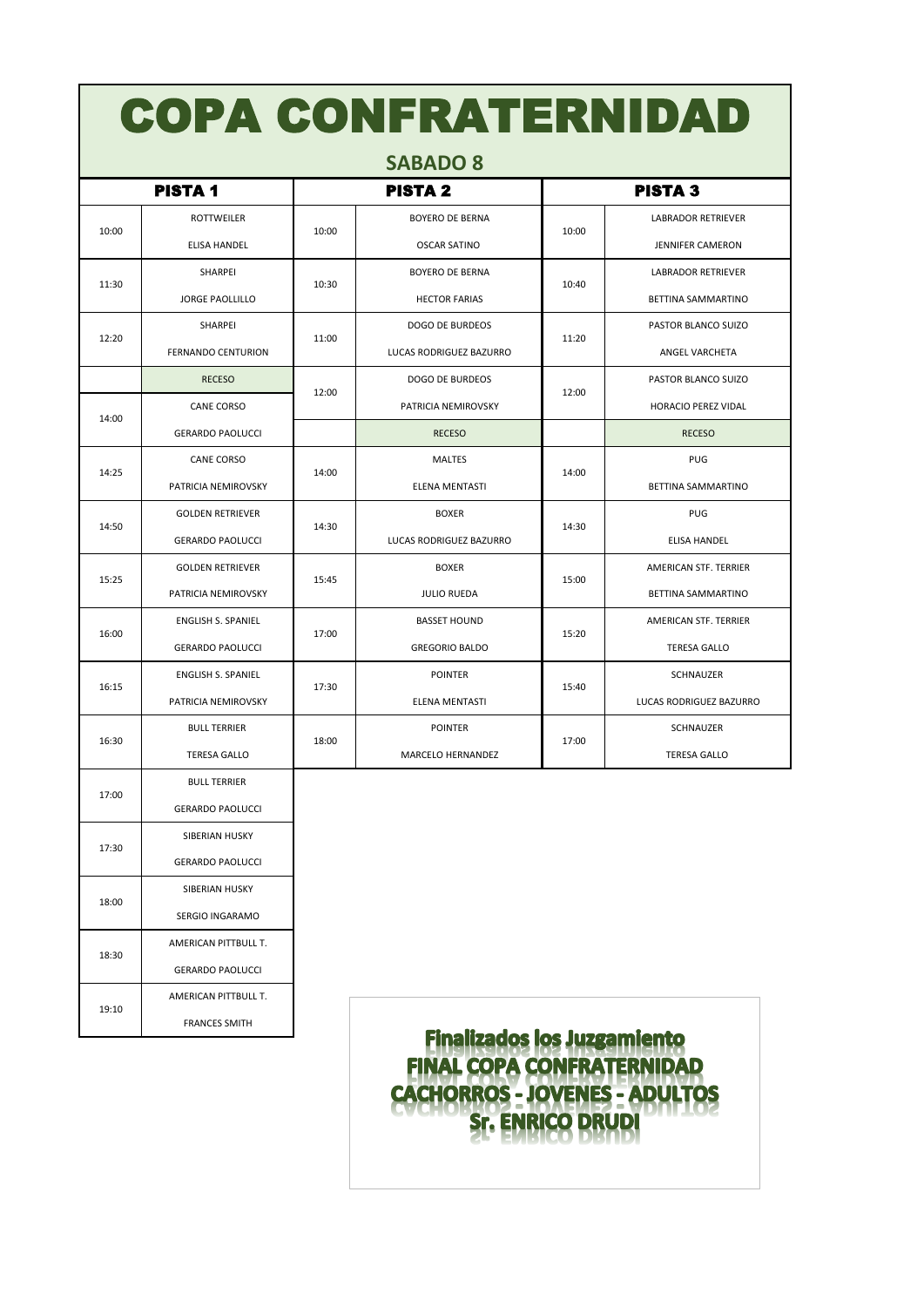# COPA CONFRATERNIDAD

## SABADO 8

| PISTA 1 | | PISTA 2 | | PISTA 3 | |
|---|---|---|---|---|---|
| 10:00 | ROTTWEILER<br>ELISA HANDEL | 10:00 | BOYERO DE BERNA<br>OSCAR SATINO | 10:00 | LABRADOR RETRIEVER<br>JENNIFER CAMERON |
| 11:30 | SHARPEI<br>JORGE PAOLLILLO | 10:30 | BOYERO DE BERNA<br>HECTOR FARIAS | 10:40 | LABRADOR RETRIEVER<br>BETTINA SAMMARTINO |
| 12:20 | SHARPEI<br>FERNANDO CENTURION | 11:00 | DOGO DE BURDEOS<br>LUCAS RODRIGUEZ BAZURRO | 11:20 | PASTOR BLANCO SUIZO<br>ANGEL VARCHETA |
| | RECESO | 12:00 | DOGO DE BURDEOS<br>PATRICIA NEMIROVSKY | 12:00 | PASTOR BLANCO SUIZO<br>HORACIO PEREZ VIDAL |
| 14:00 | CANE CORSO<br>GERARDO PAOLUCCI | | RECESO | | RECESO |
| 14:25 | CANE CORSO<br>PATRICIA NEMIROVSKY | 14:00 | MALTES<br>ELENA MENTASTI | 14:00 | PUG<br>BETTINA SAMMARTINO |
| 14:50 | GOLDEN RETRIEVER<br>GERARDO PAOLUCCI | 14:30 | BOXER<br>LUCAS RODRIGUEZ BAZURRO | 14:30 | PUG<br>ELISA HANDEL |
| 15:25 | GOLDEN RETRIEVER<br>PATRICIA NEMIROVSKY | 15:45 | BOXER<br>JULIO RUEDA | 15:00 | AMERICAN STF. TERRIER<br>BETTINA SAMMARTINO |
| 16:00 | ENGLISH S. SPANIEL<br>GERARDO PAOLUCCI | 17:00 | BASSET HOUND<br>GREGORIO BALDO | 15:20 | AMERICAN STF. TERRIER<br>TERESA GALLO |
| 16:15 | ENGLISH S. SPANIEL<br>PATRICIA NEMIROVSKY | 17:30 | POINTER<br>ELENA MENTASTI | 15:40 | SCHNAUZER<br>LUCAS RODRIGUEZ BAZURRO |
| 16:30 | BULL TERRIER<br>TERESA GALLO | 18:00 | POINTER<br>MARCELO HERNANDEZ | 17:00 | SCHNAUZER<br>TERESA GALLO |
| 17:00 | BULL TERRIER<br>GERARDO PAOLUCCI | | | | |
| 17:30 | SIBERIAN HUSKY<br>GERARDO PAOLUCCI | | | | |
| 18:00 | SIBERIAN HUSKY<br>SERGIO INGARAMO | | | | |
| 18:30 | AMERICAN PITTBULL T.<br>GERARDO PAOLUCCI | | | | |
| 19:10 | AMERICAN PITTBULL T.<br>FRANCES SMITH | | | | |

**Finalizados los Juzgamiento**
**FINAL COPA CONFRATERNIDAD**
**CACHORROS - JOVENES - ADULTOS**
**Sr. ENRICO DRUDI**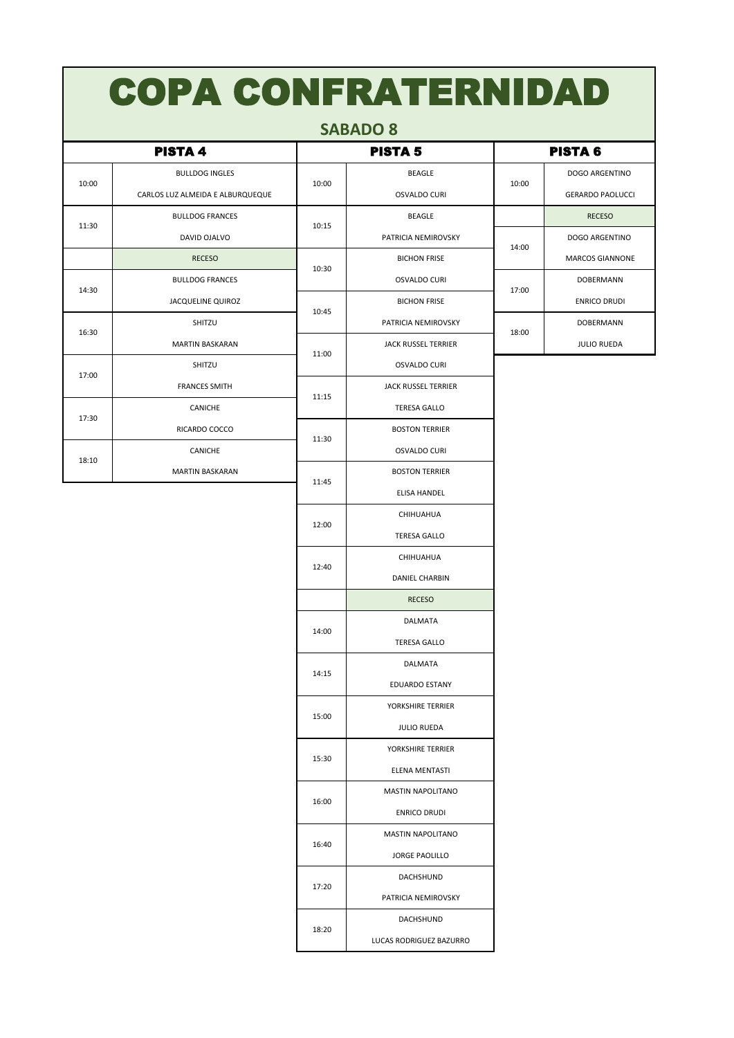# COPA CONFRATERNIDAD

## SABADO 8

### PISTA 4

| | | |
|---|---|---|
| 10:00 | BULLDOG INGLES | CARLOS LUZ ALMEIDA E ALBURQUEQUE |
| 11:30 | BULLDOG FRANCES | DAVID OJALVO |
| | RECESO | |
| 14:30 | BULLDOG FRANCES | JACQUELINE QUIROZ |
| 16:30 | SHITZU | MARTIN BASKARAN |
| 17:00 | SHITZU | FRANCES SMITH |
| 17:30 | CANICHE | RICARDO COCCO |
| 18:10 | CANICHE | MARTIN BASKARAN |

### PISTA 5

| | | |
|---|---|---|
| 10:00 | BEAGLE | OSVALDO CURI |
| 10:15 | BEAGLE | PATRICIA NEMIROVSKY |
| 10:30 | BICHON FRISE | OSVALDO CURI |
| 10:45 | BICHON FRISE | PATRICIA NEMIROVSKY |
| 11:00 | JACK RUSSEL TERRIER | OSVALDO CURI |
| 11:15 | JACK RUSSEL TERRIER | TERESA GALLO |
| 11:30 | BOSTON TERRIER | OSVALDO CURI |
| 11:45 | BOSTON TERRIER | ELISA HANDEL |
| 12:00 | CHIHUAHUA | TERESA GALLO |
| 12:40 | CHIHUAHUA | DANIEL CHARBIN |
| | RECESO | |
| 14:00 | DALMATA | TERESA GALLO |
| 14:15 | DALMATA | EDUARDO ESTANY |
| 15:00 | YORKSHIRE TERRIER | JULIO RUEDA |
| 15:30 | YORKSHIRE TERRIER | ELENA MENTASTI |
| 16:00 | MASTIN NAPOLITANO | ENRICO DRUDI |
| 16:40 | MASTIN NAPOLITANO | JORGE PAOLILLO |
| 17:20 | DACHSHUND | PATRICIA NEMIROVSKY |
| 18:20 | DACHSHUND | LUCAS RODRIGUEZ BAZURRO |

### PISTA 6

| | | |
|---|---|---|
| 10:00 | DOGO ARGENTINO | GERARDO PAOLUCCI |
| | RECESO | |
| 14:00 | DOGO ARGENTINO | MARCOS GIANNONE |
| 17:00 | DOBERMANN | ENRICO DRUDI |
| 18:00 | DOBERMANN | JULIO RUEDA |